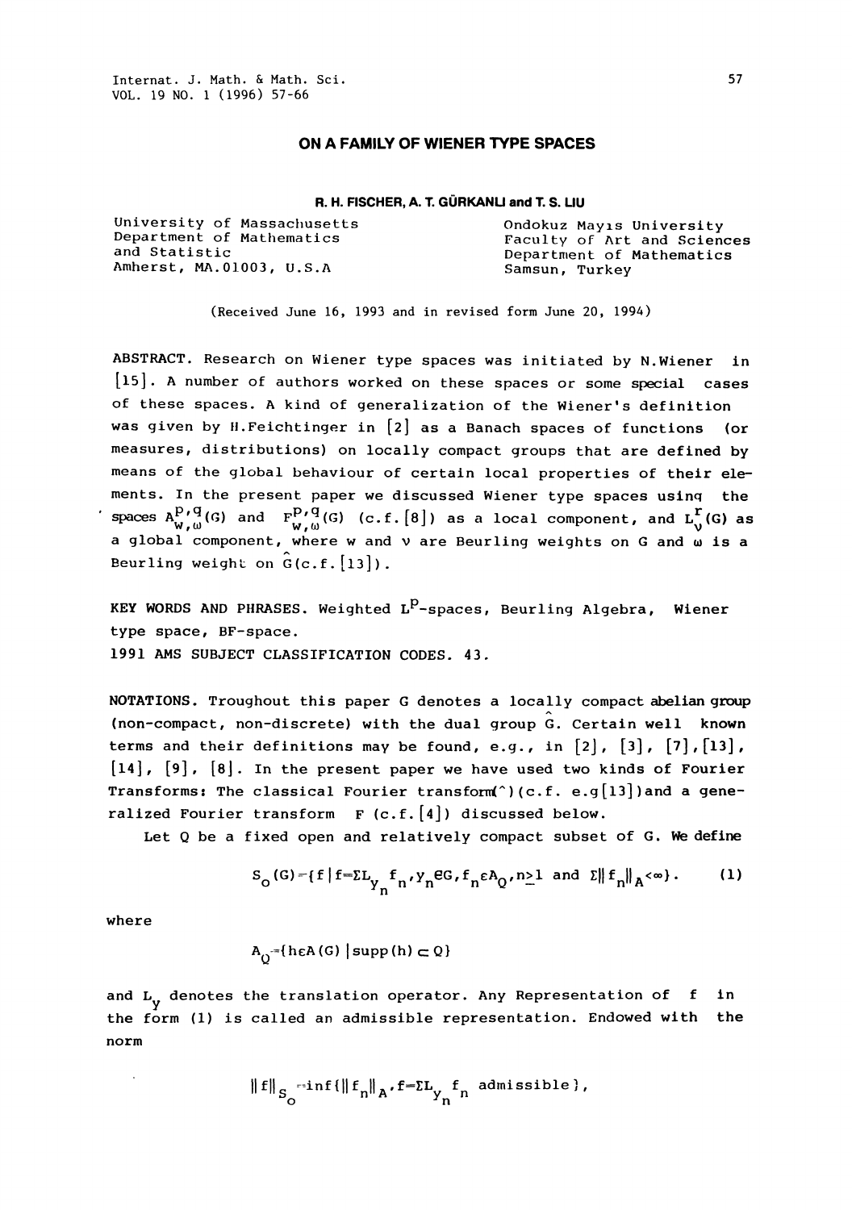# ON A FAMILY OF WIENER TYPE SPACES

**R. H. FISCHER, A. T. GÜRKANLI and T. S. LIU**

University of Massachusetts
Department of Mathematics
and Statistic
Amherst, MA.01003, U.S.A

Ondokuz Mayıs University
Faculty of Art and Sciences
Department of Mathematics
Samsun, Turkey

(Received June 16, 1993 and in revised form June 20, 1994)

ABSTRACT. Research on Wiener type spaces was initiated by N.Wiener in [15]. A number of authors worked on these spaces or some special cases of these spaces. A kind of generalization of the Wiener's definition was given by H.Feichtinger in [2] as a Banach spaces of functions (or measures, distributions) on locally compact groups that are defined by means of the global behaviour of certain local properties of their elements. In the present paper we discussed Wiener type spaces using the spaces $A^{p,q}_{w,\omega}(G)$ and $F^{p,q}_{w,\omega}(G)$ (c.f. [8]) as a local component, and $L^r_\nu(G)$ as a global component, where w and $\nu$ are Beurling weights on G and $\omega$ is a Beurling weight on $\hat{G}$(c.f. [13]).

KEY WORDS AND PHRASES. Weighted $L^p$-spaces, Beurling Algebra, Wiener type space, BF-space.
1991 AMS SUBJECT CLASSIFICATION CODES. 43.

NOTATIONS. Troughout this paper G denotes a locally compact abelian group (non-compact, non-discrete) with the dual group $\hat{G}$. Certain well known terms and their definitions may be found, e.g., in [2], [3], [7], [13], [14], [9], [8]. In the present paper we have used two kinds of Fourier Transforms: The classical Fourier transform(^) (c.f. e.g [13]) and a generalized Fourier transform F (c.f. [4]) discussed below.

Let Q be a fixed open and relatively compact subset of G. We define

$$S_o(G)=\{f\,|\,f=\Sigma L_{y_n}f_n, y_n\in G, f_n\in A_Q, n\geq 1 \text{ and } \Sigma\|f_n\|_A<\infty\}. \qquad (1)$$

where

$$A_Q=\{h\in A(G)\,|\,\text{supp}(h)\subset Q\}$$

and $L_y$ denotes the translation operator. Any Representation of f in the form (1) is called an admissible representation. Endowed with the norm

$$\|f\|_{S_o}=\inf\{\|f_n\|_A, f=\Sigma L_{y_n}f_n \text{ admissible}\},$$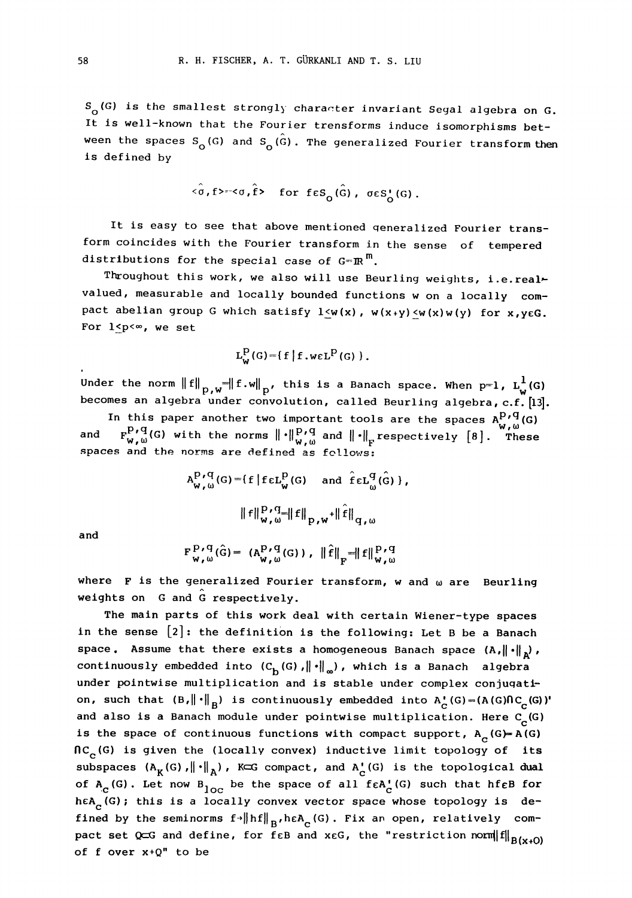$S_o(G)$ is the smallest strongly character invariant Segal algebra on G. It is well-known that the Fourier trensforms induce isomorphisms between the spaces $S_o(G)$ and $S_o(\hat{G})$. The generalized Fourier transform then is defined by

$$<\hat{\sigma},f>=<\sigma,\hat{f}> \quad \text{for } f\in S_o(\hat{G}),\ \sigma\in S_o'(G).$$

It is easy to see that above mentioned generalized Fourier transform coincides with the Fourier transform in the sense of tempered distributions for the special case of $G=\mathbb{R}^m$.

Throughout this work, we also will use Beurling weights, i.e.real-valued, measurable and locally bounded functions w on a locally compact abelian group G which satisfy $1\leq w(x)$, $w(x+y)\leq w(x)w(y)$ for $x,y\in G$. For $1\leq p<\infty$, we set

$$L_w^p(G)=\{f\mid f.w\in L^p(G)\}.$$

Under the norm $\|f\|_{p,w}=\|f.w\|_p$, this is a Banach space. When $p=1$, $L_w^1(G)$ becomes an algebra under convolution, called Beurling algebra, c.f. [13].

In this paper another two important tools are the spaces $A_{w,\omega}^{p,q}(G)$ and $F_{w,\omega}^{p,q}(G)$ with the norms $\|\cdot\|_{w,\omega}^{p,q}$ and $\|\cdot\|_F$ respectively [8]. These spaces and the norms are defined as follows:

$$A_{w,\omega}^{p,q}(G)=\{f\mid f\in L_w^p(G) \text{ and } \hat{f}\in L_\omega^q(\hat{G})\},$$

$$\|f\|_{w,\omega}^{p,q}=\|f\|_{p,w}+\|\hat{f}\|_{q,\omega}$$

and

$$F_{w,\omega}^{p,q}(\hat{G})=(A_{w,\omega}^{p,q}(G)),\ \|\hat{f}\|_F=\|f\|_{w,\omega}^{p,q}$$

where F is the generalized Fourier transform, w and $\omega$ are Beurling weights on G and $\hat{G}$ respectively.

The main parts of this work deal with certain Wiener-type spaces in the sense [2]: the definition is the following: Let B be a Banach space. Assume that there exists a homogeneous Banach space $(A,\|\cdot\|_A)$, continuously embedded into $(C_b(G),\|\cdot\|_\infty)$, which is a Banach algebra under pointwise multiplication and is stable under complex conjugation, such that $(B,\|\cdot\|_B)$ is continuously embedded into $A_c'(G)=(A(G)\cap C_c(G))'$ and also is a Banach module under pointwise multiplication. Here $C_c(G)$ is the space of continuous functions with compact support, $A_c(G)=A(G)\cap C_c(G)$ is given the (locally convex) inductive limit topology of its subspaces $(A_K(G),\|\cdot\|_A)$, $K\subset G$ compact, and $A_c'(G)$ is the topological dual of $A_c(G)$. Let now $B_{loc}$ be the space of all $f\in A_c'(G)$ such that $hf\in B$ for $h\in A_c(G)$; this is a locally convex vector space whose topology is defined by the seminorms $f\to\|hf\|_B$, $h\in A_c(G)$. Fix an open, relatively compact set $Q\subset G$ and define, for $f\in B$ and $x\in G$, the "restriction norm $\|f\|_{B(x+Q)}$ of f over x+Q" to be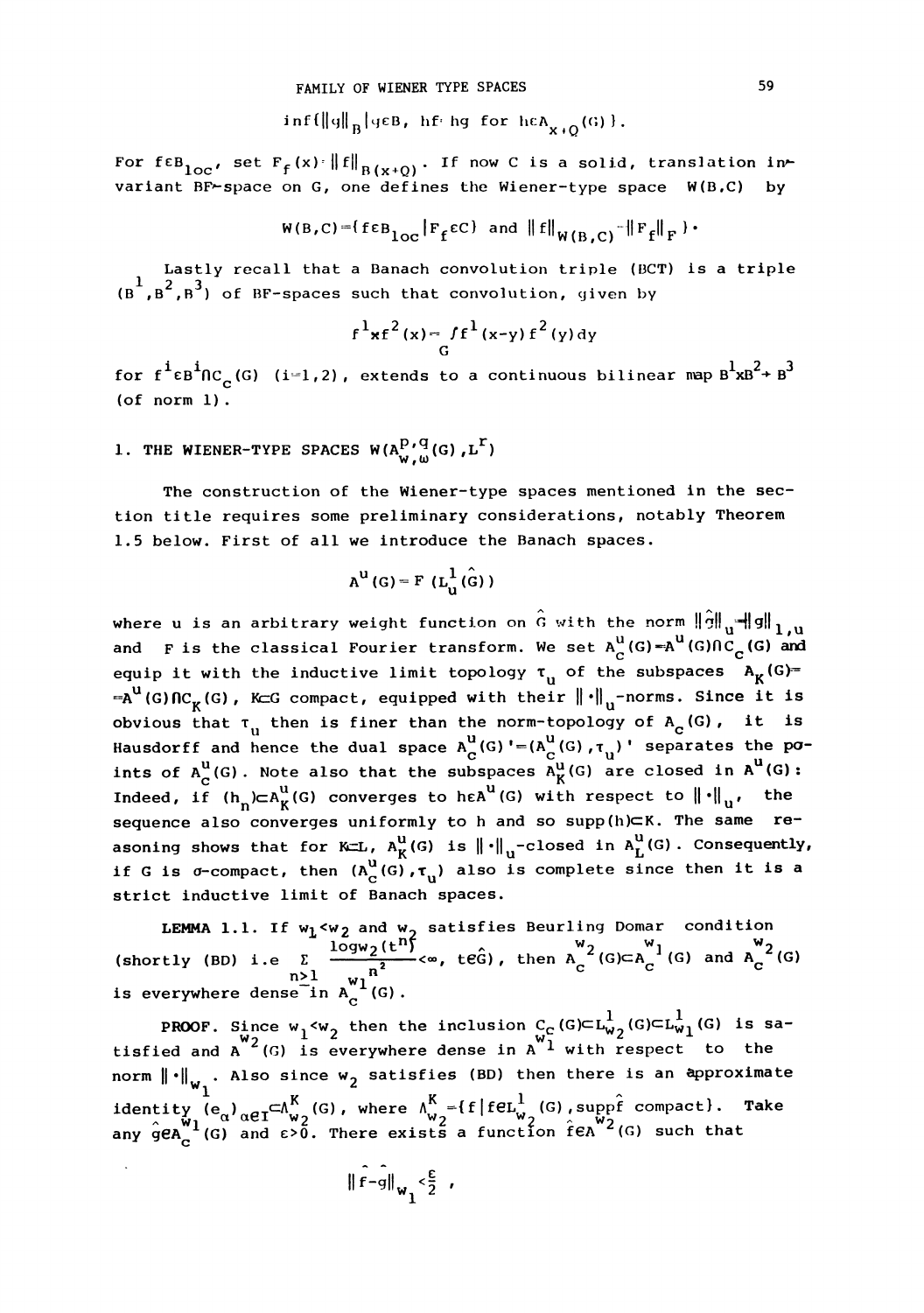$$\inf\{\|g\|_B \mid g\in B,\ hf=hg \text{ for } h\in A_{x+Q}(G)\}.$$

For $f\in B_{loc}$, set $F_f(x)=\|f\|_{B(x+Q)}$. If now C is a solid, translation invariant BF-space on G, one defines the Wiener-type space $W(B,C)$ by

$$W(B,C)=\{f\in B_{loc} \mid F_f\in C\} \text{ and } \|f\|_{W(B,C)}=\|F_f\|_F).$$

Lastly recall that a Banach convolution triple (BCT) is a triple $(B^1,B^2,B^3)$ of BF-spaces such that convolution, given by

$$f^1 * f^2(x)=\int_G f^1(x-y)f^2(y)dy$$

for $f^i\in B^i\cap C_c(G)$ $(i=1,2)$, extends to a continuous bilinear map $B^1\times B^2\to B^3$ (of norm 1).

## 1. THE WIENER-TYPE SPACES $W(A^{p,q}_{w,\omega}(G),L^r)$

The construction of the Wiener-type spaces mentioned in the section title requires some preliminary considerations, notably Theorem 1.5 below. First of all we introduce the Banach spaces.

$$A^u(G)=F(L^1_u(\hat{G}))$$

where u is an arbitrary weight function on $\hat{G}$ with the norm $\|\hat{g}\|_u=\|g\|_{1,u}$ and F is the classical Fourier transform. We set $A^u_c(G)=A^u(G)\cap C_c(G)$ and equip it with the inductive limit topology $\tau_u$ of the subspaces $A_K(G)=A^u(G)\cap C_K(G)$, $K\subset G$ compact, equipped with their $\|\cdot\|_u$-norms. Since it is obvious that $\tau_u$ then is finer than the norm-topology of $A_c(G)$, it is Hausdorff and hence the dual space $A^u_c(G)'=(A^u_c(G),\tau_u)'$ separates the points of $A^u_c(G)$. Note also that the subspaces $A^u_K(G)$ are closed in $A^u(G)$: Indeed, if $(h_n)\subset A^u_K(G)$ converges to $h\in A^u(G)$ with respect to $\|\cdot\|_u$, the sequence also converges uniformly to h and so $\mathrm{supp}(h)\subset K$. The same reasoning shows that for $K\subset L$, $A^u_K(G)$ is $\|\cdot\|_u$-closed in $A^u_L(G)$. Consequently, if G is $\sigma$-compact, then $(A^u_c(G),\tau_u)$ also is complete since then it is a strict inductive limit of Banach spaces.

**LEMMA 1.1.** If $w_1<w_2$ and $w_2$ satisfies Beurling Domar condition (shortly (BD) i.e $\sum_{n\geq 1}\frac{\log w_2(t^n)}{n^2}<\infty$, $t\in\hat{G}$), then $A^{w_2}_c(G)\subset A^{w_1}_c(G)$ and $A^{w_2}_c(G)$ is everywhere dense in $A^{w_1}_c(G)$.

**PROOF.** Since $w_1<w_2$ then the inclusion $C_c(G)\subset L^1_{w_2}(G)\subset L^1_{w_1}(G)$ is satisfied and $A^{w_2}(G)$ is everywhere dense in $A^{w_1}$ with respect to the norm $\|\cdot\|_{w_1}$. Also since $w_2$ satisfies (BD) then there is an approximate identity $(e_\alpha)_{\alpha\in I}\subset\Lambda^K_{w_2}(G)$, where $\Lambda^K_{w_2}=\{f\mid f\in L^1_{w_2}(G),\mathrm{supp}\hat{f} \text{ compact}\}$. Take any $\hat{g}\in A^{w_1}_c(G)$ and $\varepsilon>0$. There exists a function $\hat{f}\in A^{w_2}(G)$ such that

$$\|\hat{f}-\hat{g}\|_{w_1}<\frac{\varepsilon}{2},$$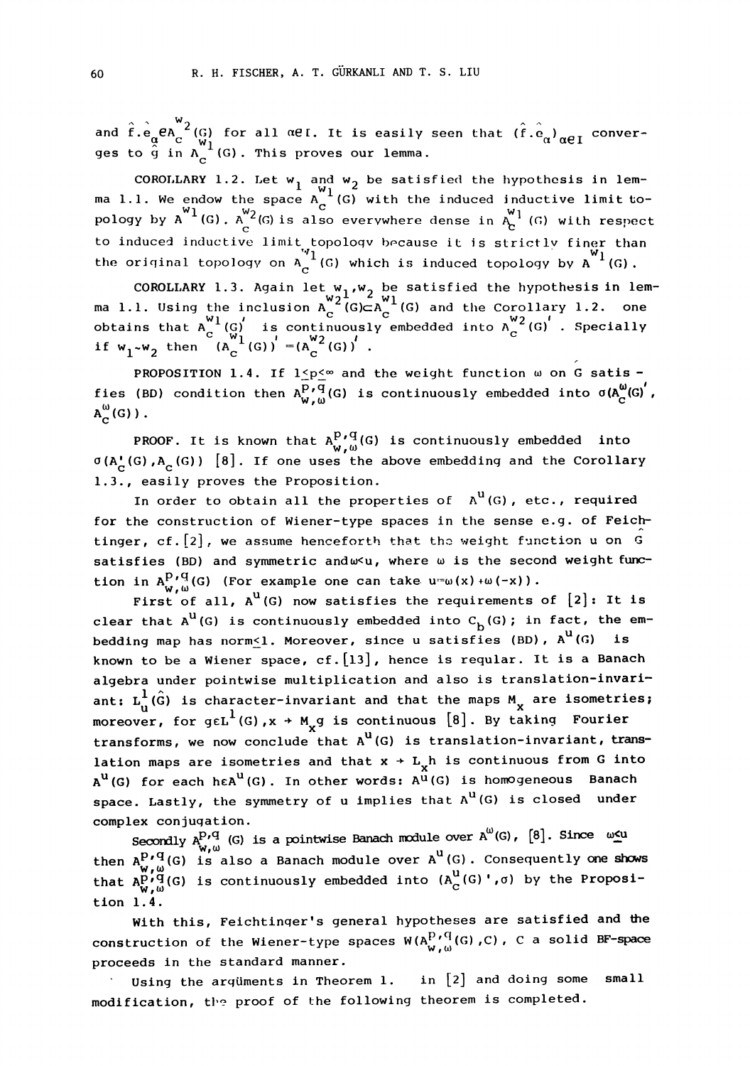and $\hat{f}.\hat{e}_\alpha \in A_c^{w_2}(G)$ for all $\alpha \in I$. It is easily seen that $(\hat{f}.\hat{e}_\alpha)_{\alpha \in I}$ converges to $\hat{g}$ in $A_c^{w_1}(G)$. This proves our lemma.

COROLLARY 1.2. Let $w_1$ and $w_2$ be satisfied the hypothesis in lemma 1.1. We endow the space $A_c^{w_1}(G)$ with the induced inductive limit topology by $A^{w_1}(G)$. $A_c^{w_2}(G)$ is also everywhere dense in $A_c^{w_1}(G)$ with respect to induced inductive limit topology because it is strictly finer than the original topology on $A_c^{w_1}(G)$ which is induced topology by $A^{w_1}(G)$.

COROLLARY 1.3. Again let $w_1, w_2$ be satisfied the hypothesis in lemma 1.1. Using the inclusion $A_c^{w_2}(G) \subset A_c^{w_1}(G)$ and the Corollary 1.2. one obtains that $A_c^{w_1}(G)'$ is continuously embedded into $A_c^{w_2}(G)'$. Specially if $w_1 \sim w_2$ then $(A_c^{w_1}(G))' = (A_c^{w_2}(G))'$.

PROPOSITION 1.4. If $1 \leq p \leq \infty$ and the weight function $\omega$ on G satisfies (BD) condition then $A_{w,\omega}^{p,q}(G)$ is continuously embedded into $\sigma(A_c^{\omega}(G)', A_c^{\omega}(G))$.

PROOF. It is known that $A_{w,\omega}^{p,q}(G)$ is continuously embedded into $\sigma(A_c'(G), A_c(G))$ [8]. If one uses the above embedding and the Corollary 1.3., easily proves the Proposition.

In order to obtain all the properties of $A^u(G)$, etc., required for the construction of Wiener-type spaces in the sense e.g. of Feichtinger, cf. [2], we assume henceforth that the weight function u on $\hat{G}$ satisfies (BD) and symmetric and $\omega < u$, where $\omega$ is the second weight function in $A_{w,\omega}^{p,q}(G)$ (For example one can take $u = \omega(x) + \omega(-x)$).

First of all, $A^u(G)$ now satisfies the requirements of [2]: It is clear that $A^u(G)$ is continuously embedded into $C_b(G)$; in fact, the embedding map has norm$\leq 1$. Moreover, since u satisfies (BD), $A^u(G)$ is known to be a Wiener space, cf. [13], hence is regular. It is a Banach algebra under pointwise multiplication and also is translation-invariant: $L_u^1(\hat{G})$ is character-invariant and that the maps $M_x$ are isometries; moreover, for $g \in L^1(G), x \to M_x g$ is continuous [8]. By taking Fourier transforms, we now conclude that $A^u(G)$ is translation-invariant, translation maps are isometries and that $x \to L_x h$ is continuous from G into $A^u(G)$ for each $h \in A^u(G)$. In other words: $A^u(G)$ is homogeneous Banach space. Lastly, the symmetry of u implies that $A^u(G)$ is closed under complex conjugation.

Secondly $A_{w,\omega}^{p,q}(G)$ is a pointwise Banach module over $A^{\omega}(G)$, [8]. Since $\omega \leq u$ then $A_{w,\omega}^{p,q}(G)$ is also a Banach module over $A^u(G)$. Consequently one shows that $A_{w,\omega}^{p,q}(G)$ is continuously embedded into $(A_c^u(G)', \sigma)$ by the Proposition 1.4.

With this, Feichtinger's general hypotheses are satisfied and the construction of the Wiener-type spaces $W(A_{w,\omega}^{p,q}(G), C)$, C a solid BF-space proceeds in the standard manner.

Using the argüments in Theorem 1. in [2] and doing some small modification, the proof of the following theorem is completed.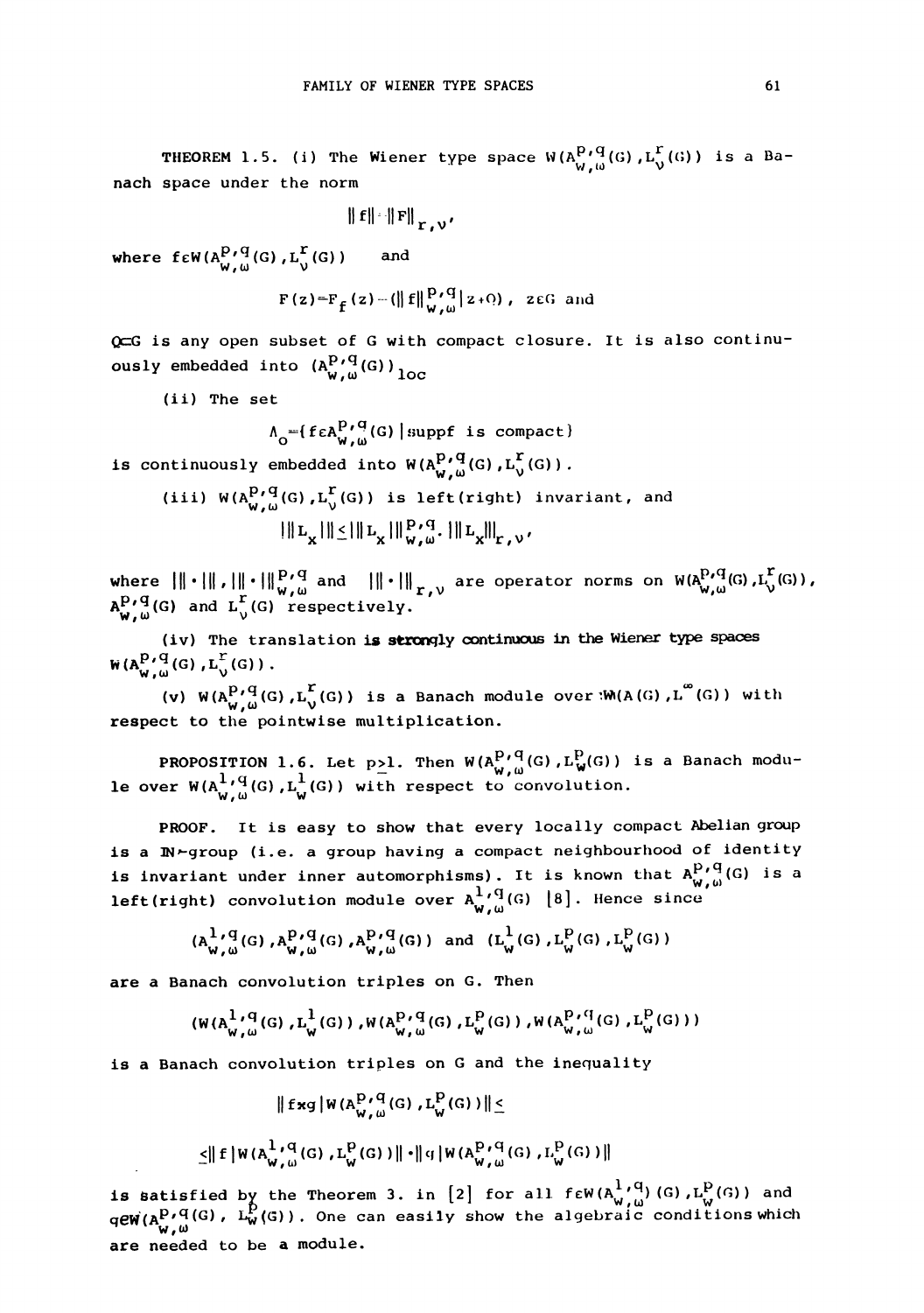**THEOREM 1.5.** (i) The Wiener type space $W(A^{p,q}_{w,\omega}(G),L^r_\nu(G))$ is a Banach space under the norm

$$\|f\|=\|F\|_{r,\nu},$$

where $f\in W(A^{p,q}_{w,\omega}(G),L^r_\nu(G))$ and

$$F(z)=F_f(z)=(\|f\|^{p,q}_{w,\omega}|z+\Omega),\quad z\in G \text{ and}$$

$\Omega\subset G$ is any open subset of G with compact closure. It is also continuously embedded into $(A^{p,q}_{w,\omega}(G))_{loc}$

(ii) The set

$$\Lambda_o=\{f\in A^{p,q}_{w,\omega}(G)\,|\,\mathrm{supp} f \text{ is compact}\}$$

is continuously embedded into $W(A^{p,q}_{w,\omega}(G),L^r_\nu(G))$.

(iii) $W(A^{p,q}_{w,\omega}(G),L^r_\nu(G))$ is left(right) invariant, and

$$|||L_x|||\le|||L_x|||^{p,q}_{w,\omega}\cdot|||L_x|||_{r,\nu},$$

where $|||\cdot|||$, $|||\cdot|||^{p,q}_{w,\omega}$ and $|||\cdot|||_{r,\nu}$ are operator norms on $W(A^{p,q}_{w,\omega}(G),L^r_\nu(G))$, $A^{p,q}_{w,\omega}(G)$ and $L^r_\nu(G)$ respectively.

(iv) The translation is strongly continuous in the Wiener type spaces $W(A^{p,q}_{w,\omega}(G),L^r_\nu(G))$.

(v) $W(A^{p,q}_{w,\omega}(G),L^r_\nu(G))$ is a Banach module over $W(A(G),L^\infty(G))$ with respect to the pointwise multiplication.

**PROPOSITION 1.6.** Let $p\geq 1$. Then $W(A^{p,q}_{w,\omega}(G),L^p_w(G))$ is a Banach module over $W(A^{1,q}_{w,\omega}(G),L^1_w(G))$ with respect to convolution.

**PROOF.** It is easy to show that every locally compact Abelian group is a IN-group (i.e. a group having a compact neighbourhood of identity is invariant under inner automorphisms). It is known that $A^{p,q}_{w,\omega}(G)$ is a left(right) convolution module over $A^{1,q}_{w,\omega}(G)$ [8]. Hence since

$$(A^{1,q}_{w,\omega}(G),A^{p,q}_{w,\omega}(G),A^{p,q}_{w,\omega}(G)) \text{ and } (L^1_w(G),L^p_w(G),L^p_w(G))$$

are a Banach convolution triples on G. Then

$$(W(A^{1,q}_{w,\omega}(G),L^1_w(G)),W(A^{p,q}_{w,\omega}(G),L^p_w(G)),W(A^{p,q}_{w,\omega}(G),L^p_w(G)))$$

is a Banach convolution triples on G and the inequality

$$\|f*g\,|W(A^{p,q}_{w,\omega}(G),L^p_w(G))\|\le$$

$$\le\|f\,|W(A^{1,q}_{w,\omega}(G),L^p_w(G))\|\cdot\|g\,|W(A^{p,q}_{w,\omega}(G),L^p_w(G))\|$$

is satisfied by the Theorem 3. in [2] for all $f\in W(A^{1,q}_{w,\omega})(G),L^p_w(G))$ and $g\in W(A^{p,q}_{w,\omega}(G),\ L^p_w(G))$. One can easily show the algebraic conditions which are needed to be a module.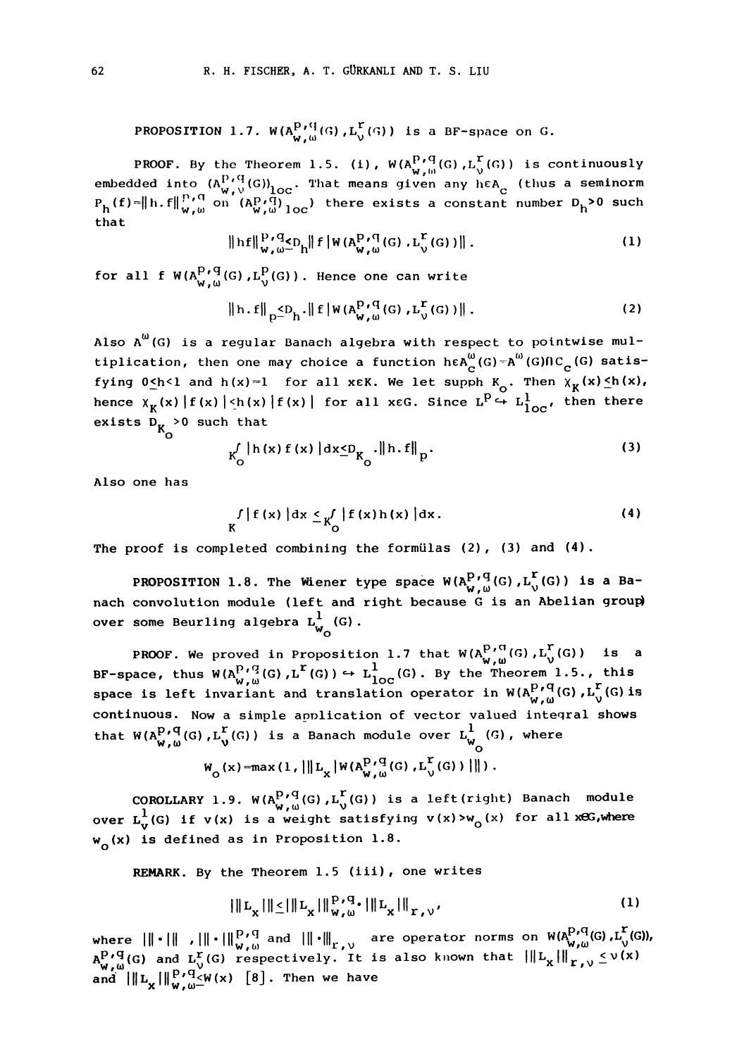**PROPOSITION 1.7.** $W(A^{p,q}_{w,\omega}(G), L^r_\nu(G))$ is a BF-space on G.

**PROOF.** By the Theorem 1.5. (i), $W(A^{p,q}_{w,\omega}(G), L^r_\nu(G))$ is continuously embedded into $(A^{p,q}_{w,\nu}(G))_{loc}$. That means given any $h \in A_c$ (thus a seminorm $P_h(f) = \|h.f\|^{p,q}_{w,\omega}$ on $(A^{p,q}_{w,\omega})_{loc}$) there exists a constant number $D_h > 0$ such that

$$\|hf\|^{p,q}_{w,\omega} \leq D_h \|f | W(A^{p,q}_{w,\omega}(G), L^r_\nu(G))\|. \tag{1}$$

for all f $W(A^{p,q}_{w,\omega}(G), L^p_\nu(G))$. Hence one can write

$$\|h.f\|_p \leq D_h . \|f | W(A^{p,q}_{w,\omega}(G), L^r_\nu(G))\|. \tag{2}$$

Also $A^\omega(G)$ is a regular Banach algebra with respect to pointwise multiplication, then one may choice a function $h \in A^\omega_c(G) = A^\omega(G) \cap C_c(G)$ satisfying $0 \leq h < 1$ and $h(x) = 1$ for all $x \in K$. We let supph $K_0$. Then $\chi_K(x) \leq h(x)$, hence $\chi_K(x)|f(x)| \leq h(x)|f(x)|$ for all $x \in G$. Since $L^p \hookrightarrow L^1_{loc}$, then there exists $D_{K_0} > 0$ such that

$$\int_{K_0} |h(x)f(x)|dx \leq D_{K_0} . \|h.f\|_p. \tag{3}$$

Also one has

$$\int_K |f(x)|dx \leq \int_{K_0} |f(x)h(x)|dx. \tag{4}$$

The proof is completed combining the formülas (2), (3) and (4).

**PROPOSITION 1.8.** The Wiener type space $W(A^{p,q}_{w,\omega}(G), L^r_\nu(G))$ is a Banach convolution module (left and right because G is an Abelian group) over some Beurling algebra $L^1_{w_0}(G)$.

**PROOF.** We proved in Proposition 1.7 that $W(A^{p,q}_{w,\omega}(G), L^r_\nu(G))$ is a BF-space, thus $W(A^{p,q}_{w,\omega}(G), L^r(G)) \hookrightarrow L^1_{loc}(G)$. By the Theorem 1.5., this space is left invariant and translation operator in $W(A^{p,q}_{w,\omega}(G), L^r_\nu(G)$ is continuous. Now a simple application of vector valued integral shows that $W(A^{p,q}_{w,\omega}(G), L^r_\nu(G))$ is a Banach module over $L^1_{w_0}(G)$, where

$$w_0(x) = \max(1, |||L_x | W(A^{p,q}_{w,\omega}(G), L^r_\nu(G))|||).$$

**COROLLARY 1.9.** $W(A^{p,q}_{w,\omega}(G), L^r_\nu(G))$ is a left(right) Banach module over $L^1_\nu(G)$ if $v(x)$ is a weight satisfying $v(x) > w_0(x)$ for all $x \in G$, where $w_0(x)$ is defined as in Proposition 1.8.

**REMARK.** By the Theorem 1.5 (iii), one writes

$$|||L_x||| \leq |||L_x|||^{p,q}_{w,\omega} . |||L_x|||_{r,\nu}, \tag{1}$$

where $|||\cdot|||$, $|||\cdot|||^{p,q}_{w,\omega}$ and $|||\cdot|||_{r,\nu}$ are operator norms on $W(A^{p,q}_{w,\omega}(G), L^r_\nu(G))$, $A^{p,q}_{w,\omega}(G)$ and $L^r_\nu(G)$ respectively. It is also known that $|||L_x|||_{r,\nu} \leq \nu(x)$ and $|||L_x|||^{p,q}_{w,\omega} \leq W(x)$ [8]. Then we have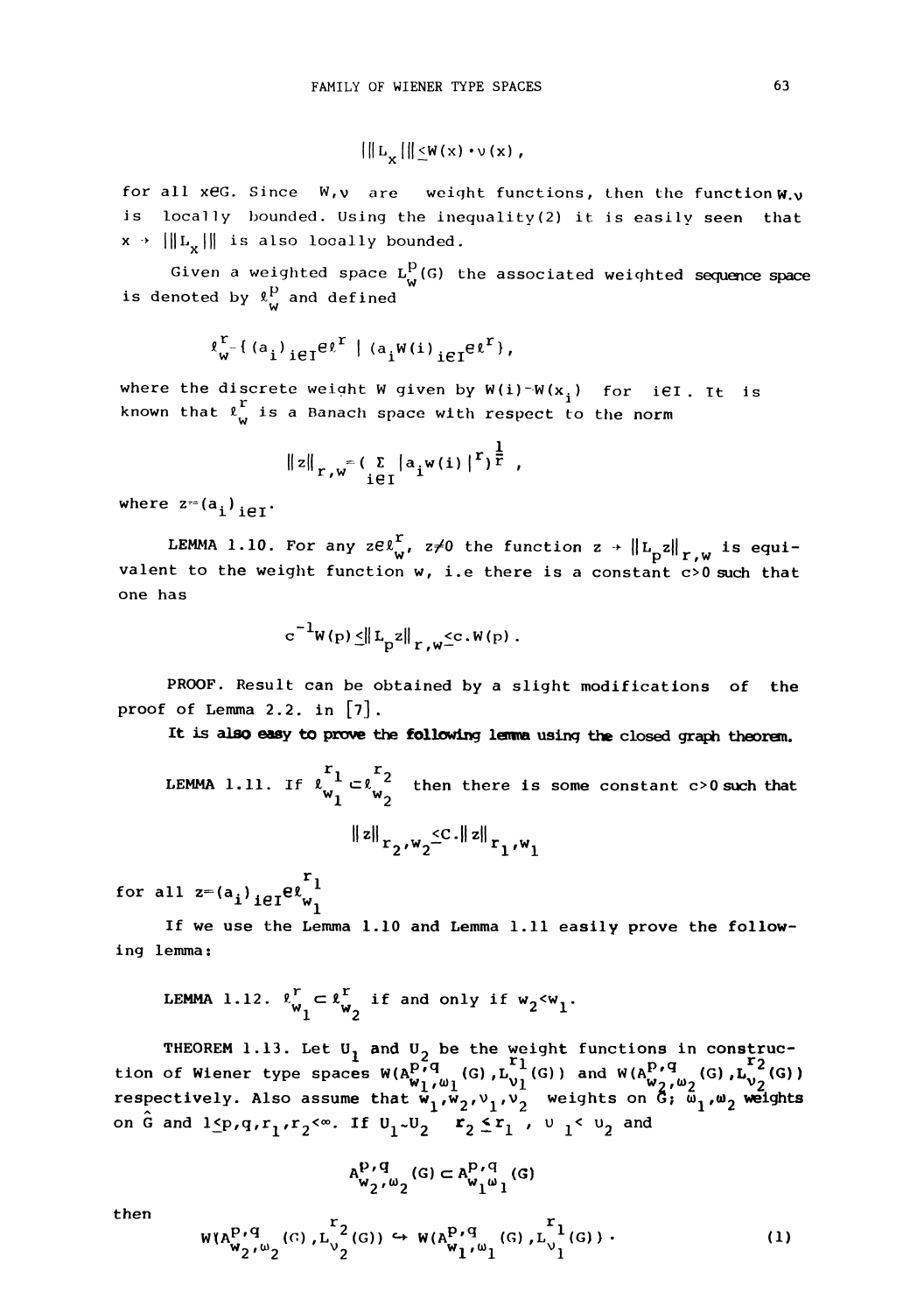$$|||L_x||| \leq W(x) \cdot v(x),$$

for all $x \in G$. Since $W, v$ are weight functions, then the function $W.v$ is locally bounded. Using the inequality(2) it is easily seen that $x \to |||L_x|||$ is also locally bounded.

Given a weighted space $L_w^p(G)$ the associated weighted sequence space is denoted by $\ell_w^p$ and defined

$$\ell_w^r = \{(a_i)_{i \in I} \in \ell^r \mid (a_i W(i))_{i \in I} \in \ell^r\},$$

where the discrete weight $W$ given by $W(i) = W(x_i)$ for $i \in I$. It is known that $\ell_w^r$ is a Banach space with respect to the norm

$$\|z\|_{r,w} = \left(\sum_{i \in I} |a_i w(i)|^r\right)^{\frac{1}{r}},$$

where $z = (a_i)_{i \in I}$.

LEMMA 1.10. For any $z \in \ell_w^r$, $z \neq 0$ the function $z \to \|L_p z\|_{r,w}$ is equivalent to the weight function $w$, i.e there is a constant $c > 0$ such that one has

$$c^{-1} W(p) \leq \|L_p z\|_{r,w} \leq c . W(p).$$

PROOF. Result can be obtained by a slight modifications of the proof of Lemma 2.2. in [7].

**It is also easy to prove the following lemma using the closed graph theorem.**

LEMMA 1.11. If $\ell_{w_1}^{r_1} \subset \ell_{w_2}^{r_2}$ then there is some constant $c > 0$ such that

$$\|z\|_{r_2, w_2} \leq C . \|z\|_{r_1, w_1}$$

for all $z = (a_i)_{i \in I} \in \ell_{w_1}^{r_1}$

If we use the Lemma 1.10 and Lemma 1.11 easily prove the following lemma:

LEMMA 1.12. $\ell_{w_1}^r \subset \ell_{w_2}^r$ if and only if $w_2 < w_1$.

THEOREM 1.13. Let $U_1$ and $U_2$ be the weight functions in construction of Wiener type spaces $W(A_{w_1,\omega_1}^{p,q}(G), L_{\nu_1}^{r_1}(G))$ and $W(A_{w_2,\omega_2}^{p,q}(G), L_{\nu_2}^{r_2}(G))$ respectively. Also assume that $w_1, w_2, \nu_1, \nu_2$ weights on $G$; $\omega_1, \omega_2$ weights on $\hat{G}$ and $1 \leq p, q, r_1, r_2 < \infty$. If $U_1 \sim U_2$ $r_2 \leq r_1$, $\upsilon_1 < \upsilon_2$ and

$$A_{w_2,\omega_2}^{p,q}(G) \subset A_{w_1 \omega_1}^{p,q}(G)$$

then

$$W(A_{w_2,\omega_2}^{p,q}(G), L_{\nu_2}^{r_2}(G)) \hookrightarrow W(A_{w_1,\omega_1}^{p,q}(G), L_{\nu_1}^{r_1}(G)). \tag{1}$$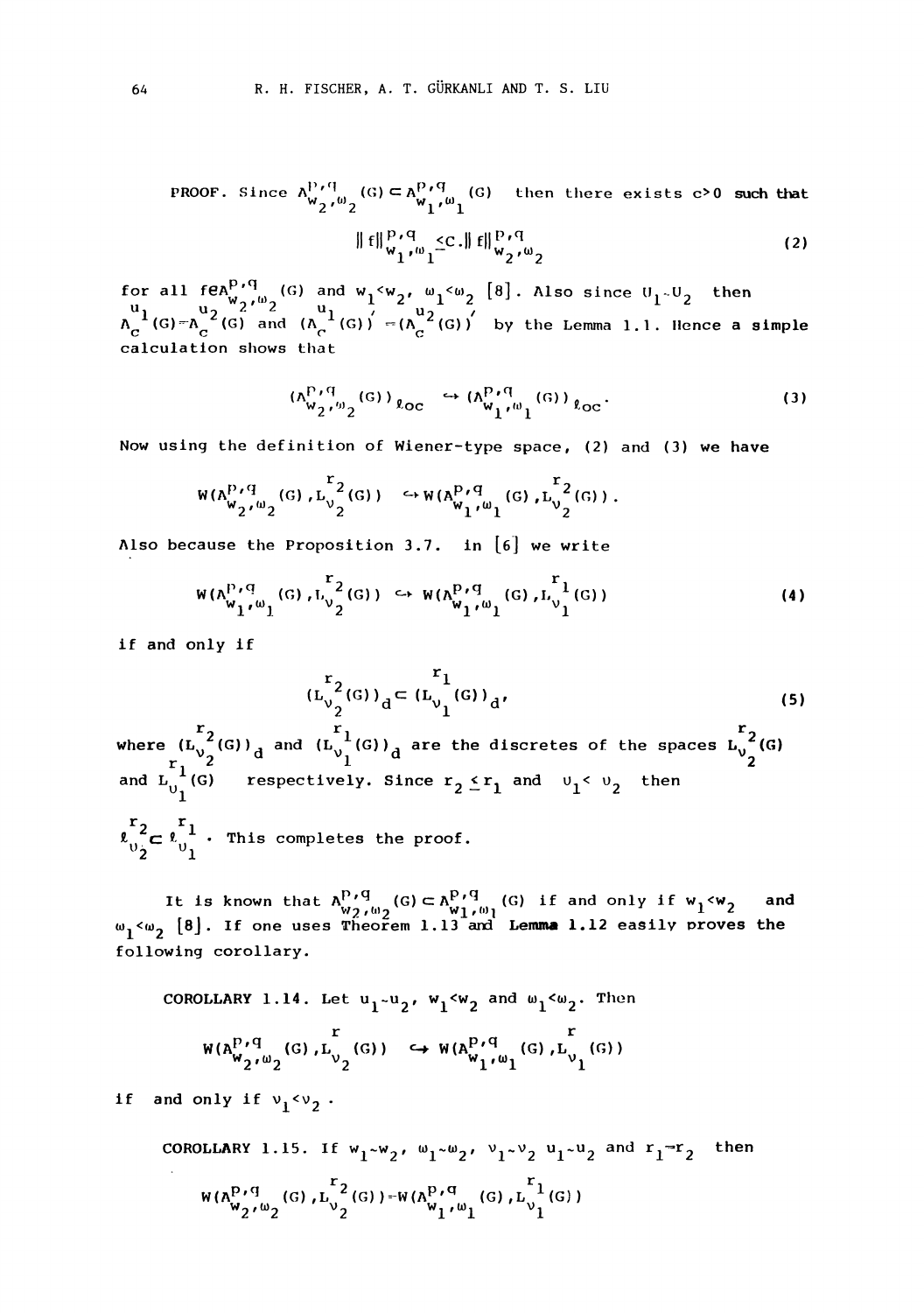PROOF. Since $A^{p,q}_{w_2,\omega_2}(G) \subset A^{p,q}_{w_1,\omega_1}(G)$ then there exists $c>0$ **such that**

$$\| f\|^{p,q}_{w_1,\omega_1} \leq C.\| f\|^{p,q}_{w_2,\omega_2} \tag{2}$$

for all $f \in A^{p,q}_{w_2,\omega_2}(G)$ and $w_1 < w_2$, $\omega_1 < \omega_2$ [8]. Also since $U_1 \sim U_2$ then $A^{u_1}_c(G) = A^{u_2}_c(G)$ and $(A^{u_1}_c(G))' = (A^{u_2}_c(G))'$ by the Lemma 1.1. Hence a simple calculation shows that

$$(A^{p,q}_{w_2,\omega_2}(G))_{\ell oc} \hookrightarrow (A^{p,q}_{w_1,\omega_1}(G))_{\ell oc}. \tag{3}$$

Now using the definition of Wiener-type space, (2) and (3) we have

$$W(A^{p,q}_{w_2,\omega_2}(G), L^{r_2}_{\nu_2}(G)) \hookrightarrow W(A^{p,q}_{w_1,\omega_1}(G), L^{r_2}_{\nu_2}(G)).$$

Also because the Proposition 3.7. in [6] we write

$$W(A^{p,q}_{w_1,\omega_1}(G), L^{r_2}_{\nu_2}(G)) \hookrightarrow W(A^{p,q}_{w_1,\omega_1}(G), L^{r_1}_{\nu_1}(G)) \tag{4}$$

if and only if

$$(L^{r_2}_{\nu_2}(G))_d \subset (L^{r_1}_{\nu_1}(G))_d, \tag{5}$$

where $(L^{r_2}_{\nu_2}(G))_d$ and $(L^{r_1}_{\nu_1}(G))_d$ are the discretes of the spaces $L^{r_2}_{\nu_2}(G)$ and $L^{r_1}_{\upsilon_1}(G)$ respectively. Since $r_2 \leq r_1$ and $\upsilon_1 < \upsilon_2$ then $\ell^{r_2}_{\upsilon_2} \subset \ell^{r_1}_{\upsilon_1}$. This completes the proof.

It is known that $A^{p,q}_{w_2,\omega_2}(G) \subset A^{p,q}_{w_1,\omega_1}(G)$ if and only if $w_1 < w_2$ and $\omega_1 < \omega_2$ [8]. If one uses Theorem 1.13 and **Lemma** 1.12 easily proves the following corollary.

COROLLARY 1.14. Let $u_1 \sim u_2$, $w_1 < w_2$ and $\omega_1 < \omega_2$. Then

$$W(A^{p,q}_{w_2,\omega_2}(G), L^{r}_{\nu_2}(G)) \hookrightarrow W(A^{p,q}_{w_1,\omega_1}(G), L^{r}_{\nu_1}(G))$$

if and only if $\nu_1 < \nu_2$.

COROLLARY 1.15. If $w_1 \sim w_2$, $\omega_1 \sim \omega_2$, $\nu_1 \sim \nu_2$ $u_1 \sim u_2$ and $r_1 = r_2$ then

$$W(A^{p,q}_{w_2,\omega_2}(G), L^{r_2}_{\nu_2}(G)) = W(A^{p,q}_{w_1,\omega_1}(G), L^{r_1}_{\nu_1}(G))$$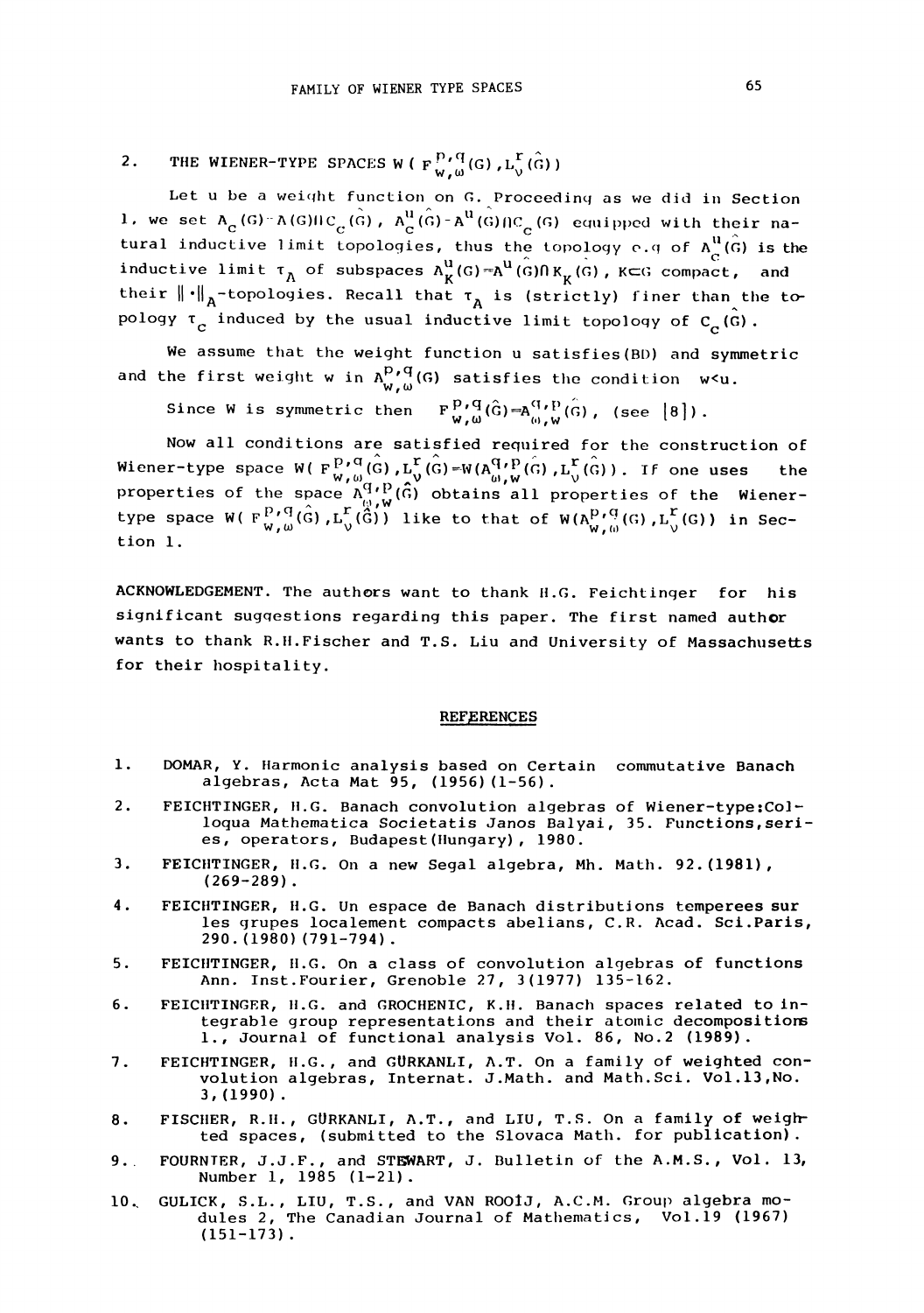## 2. THE WIENER-TYPE SPACES $W(F^{p,q}_{w,\omega}(G), L^r_\nu(\hat{G}))$

Let u be a weight function on G. Proceeding as we did in Section 1, we set $A_c(G) = A(G) \cap C_c(G)$, $A^u_c(\hat{G}) = A^u(G) \cap C_c(G)$ equipped with their natural inductive limit topologies, thus the topology e.g of $A^u_c(\hat{G})$ is the inductive limit $\tau_A$ of subspaces $A^u_K(G) = A^u(G) \cap K_K(G)$, $K \subset G$ compact, and their $\|\cdot\|_A$-topologies. Recall that $\tau_A$ is (strictly) finer than the topology $\tau_c$ induced by the usual inductive limit topology of $C_c(\hat{G})$.

We assume that the weight function u satisfies (BD) and symmetric and the first weight w in $A^{p,q}_{w,\omega}(G)$ satisfies the condition $w<u$.

Since W is symmetric then $F^{p,q}_{w,\omega}(\hat{G}) = A^{q,p}_{\omega,w}(\hat{G})$, (see [8]).

Now all conditions are satisfied required for the construction of Wiener-type space $W(F^{p,q}_{w,\omega}(\hat{G}), L^r_\nu(\hat{G}) = W(A^{q,p}_{\omega,w}(\hat{G}), L^r_\nu(\hat{G}))$. If one uses the properties of the space $A^{q,p}_{\omega,w}(\hat{G})$ obtains all properties of the Wiener-type space $W(F^{p,q}_{w,\omega}(\hat{G}), L^r_\nu(\hat{G}))$ like to that of $W(A^{p,q}_{w,\omega}(G), L^r_\nu(G))$ in Section 1.

ACKNOWLEDGEMENT. The authors want to thank H.G. Feichtinger for his significant suggestions regarding this paper. The first named author wants to thank R.H. Fischer and T.S. Liu and University of Massachusetts for their hospitality.

## REFERENCES

1. DOMAR, Y. Harmonic analysis based on Certain commutative Banach algebras, Acta Mat 95, (1956) (1-56).
2. FEICHTINGER, H.G. Banach convolution algebras of Wiener-type: Colloqua Mathematica Societatis Janos Balyai, 35. Functions, series, operators, Budapest (Hungary), 1980.
3. FEICHTINGER, H.G. On a new Segal algebra, Mh. Math. 92. (1981), (269-289).
4. FEICHTINGER, H.G. Un espace de Banach distributions temperees sur les groupes localement compacts abelians, C.R. Acad. Sci. Paris, 290. (1980) (791-794).
5. FEICHTINGER, H.G. On a class of convolution algebras of functions Ann. Inst. Fourier, Grenoble 27, 3 (1977) 135-162.
6. FEICHTINGER, H.G. and GROCHENIC, K.H. Banach spaces related to integrable group representations and their atomic decompositions 1., Journal of functional analysis Vol. 86, No.2 (1989).
7. FEICHTINGER, H.G., and GÜRKANLI, A.T. On a family of weighted convolution algebras, Internat. J. Math. and Math. Sci. Vol.13, No. 3, (1990).
8. FISCHER, R.H., GÜRKANLI, A.T., and LIU, T.S. On a family of weighted spaces, (submitted to the Slovaca Math. for publication).
9. FOURNIER, J.J.F., and STEWART, J. Bulletin of the A.M.S., Vol. 13, Number 1, 1985 (1-21).
10. GULICK, S.L., LIU, T.S., and VAN ROOIJ, A.C.M. Group algebra modules 2, The Canadian Journal of Mathematics, Vol.19 (1967) (151-173).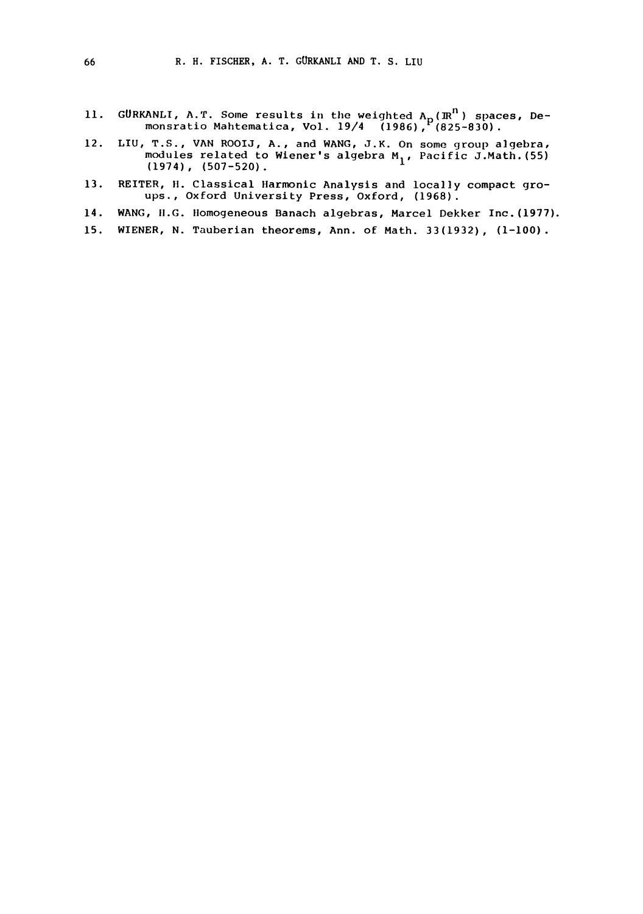11. GÜRKANLI, A.T. Some results in the weighted $A_p(\mathbb{R}^n)$ spaces, Demonsratio Mahtematica, Vol. 19/4 (1986), (825-830).

12. LIU, T.S., VAN ROOIJ, A., and WANG, J.K. On some group algebra, modules related to Wiener's algebra $M_1$, Pacific J.Math.(55) (1974), (507-520).

13. REITER, H. Classical Harmonic Analysis and locally compact groups., Oxford University Press, Oxford, (1968).

14. WANG, H.G. Homogeneous Banach algebras, Marcel Dekker Inc.(1977).

15. WIENER, N. Tauberian theorems, Ann. of Math. 33(1932), (1-100).